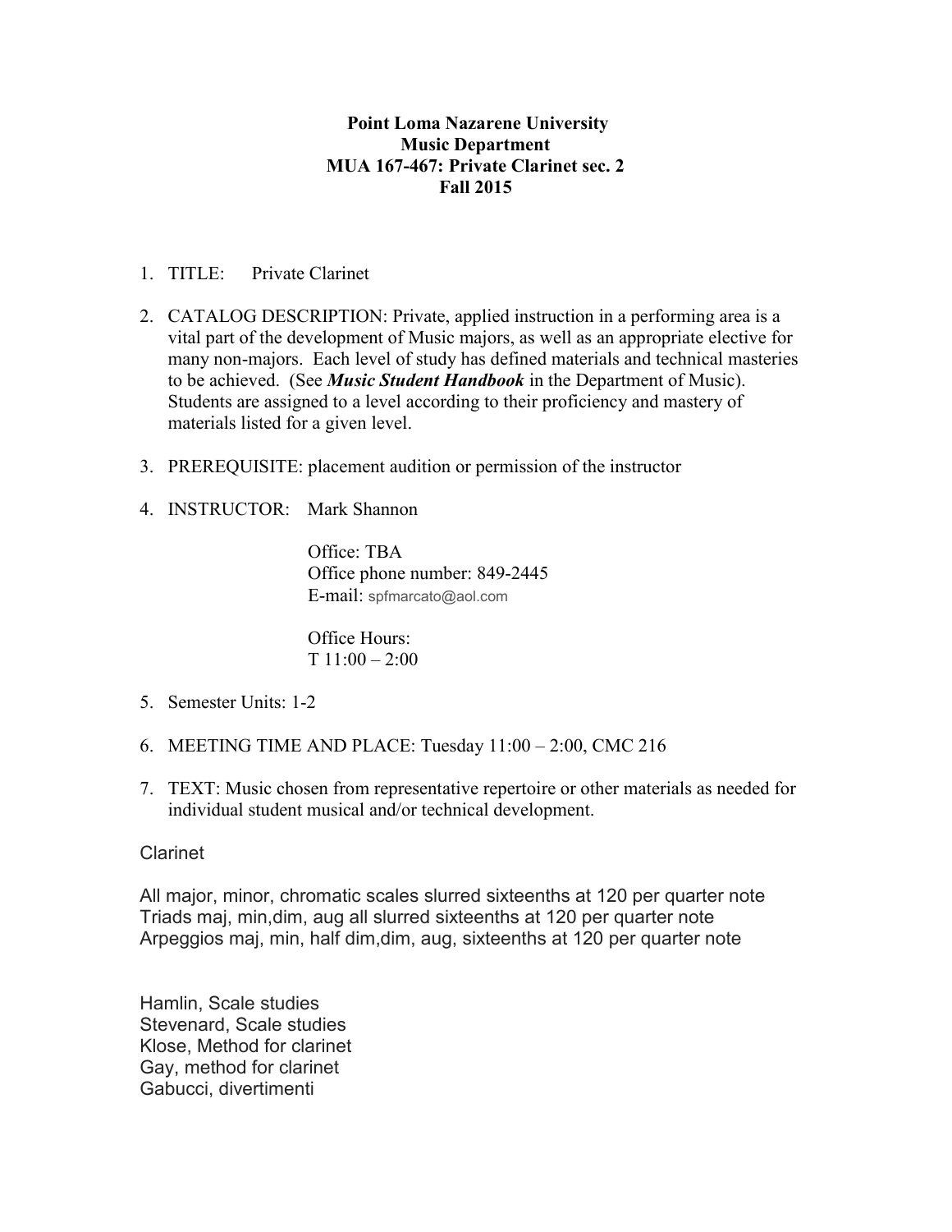**Point Loma Nazarene University**
**Music Department**
**MUA 167-467: Private Clarinet sec. 2**
**Fall 2015**

1. TITLE: Private Clarinet

2. CATALOG DESCRIPTION: Private, applied instruction in a performing area is a vital part of the development of Music majors, as well as an appropriate elective for many non-majors. Each level of study has defined materials and technical masteries to be achieved. (See ***Music Student Handbook*** in the Department of Music). Students are assigned to a level according to their proficiency and mastery of materials listed for a given level.

3. PREREQUISITE: placement audition or permission of the instructor

4. INSTRUCTOR: Mark Shannon

   Office: TBA
   Office phone number: 849-2445
   E-mail: spfmarcato@aol.com

   Office Hours:
   T 11:00 – 2:00

5. Semester Units: 1-2

6. MEETING TIME AND PLACE: Tuesday 11:00 – 2:00, CMC 216

7. TEXT: Music chosen from representative repertoire or other materials as needed for individual student musical and/or technical development.

Clarinet

All major, minor, chromatic scales slurred sixteenths at 120 per quarter note
Triads maj, min,dim, aug all slurred sixteenths at 120 per quarter note
Arpeggios maj, min, half dim,dim, aug, sixteenths at 120 per quarter note

Hamlin, Scale studies
Stevenard, Scale studies
Klose, Method for clarinet
Gay, method for clarinet
Gabucci, divertimenti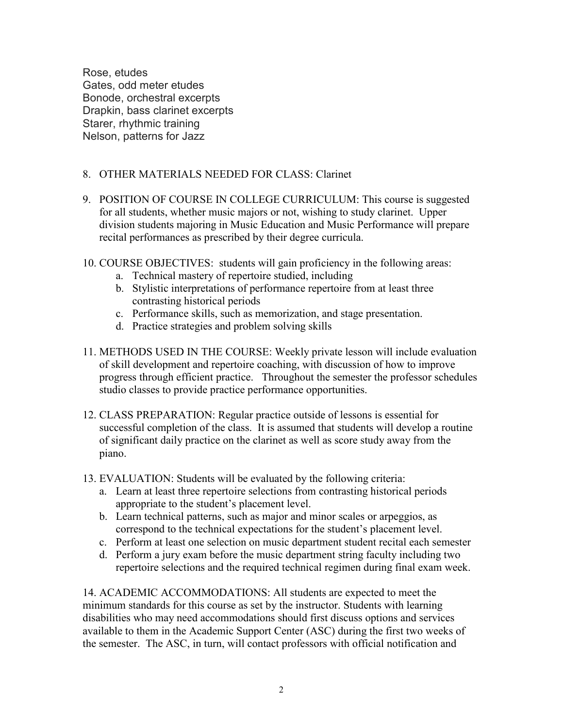Rose, etudes
Gates, odd meter etudes
Bonode, orchestral excerpts
Drapkin, bass clarinet excerpts
Starer, rhythmic training
Nelson, patterns for Jazz

8. OTHER MATERIALS NEEDED FOR CLASS: Clarinet

9. POSITION OF COURSE IN COLLEGE CURRICULUM: This course is suggested for all students, whether music majors or not, wishing to study clarinet. Upper division students majoring in Music Education and Music Performance will prepare recital performances as prescribed by their degree curricula.

10. COURSE OBJECTIVES: students will gain proficiency in the following areas:
    a. Technical mastery of repertoire studied, including
    b. Stylistic interpretations of performance repertoire from at least three contrasting historical periods
    c. Performance skills, such as memorization, and stage presentation.
    d. Practice strategies and problem solving skills

11. METHODS USED IN THE COURSE: Weekly private lesson will include evaluation of skill development and repertoire coaching, with discussion of how to improve progress through efficient practice. Throughout the semester the professor schedules studio classes to provide practice performance opportunities.

12. CLASS PREPARATION: Regular practice outside of lessons is essential for successful completion of the class. It is assumed that students will develop a routine of significant daily practice on the clarinet as well as score study away from the piano.

13. EVALUATION: Students will be evaluated by the following criteria:
    a. Learn at least three repertoire selections from contrasting historical periods appropriate to the student's placement level.
    b. Learn technical patterns, such as major and minor scales or arpeggios, as correspond to the technical expectations for the student's placement level.
    c. Perform at least one selection on music department student recital each semester
    d. Perform a jury exam before the music department string faculty including two repertoire selections and the required technical regimen during final exam week.

14. ACADEMIC ACCOMMODATIONS: All students are expected to meet the minimum standards for this course as set by the instructor. Students with learning disabilities who may need accommodations should first discuss options and services available to them in the Academic Support Center (ASC) during the first two weeks of the semester. The ASC, in turn, will contact professors with official notification and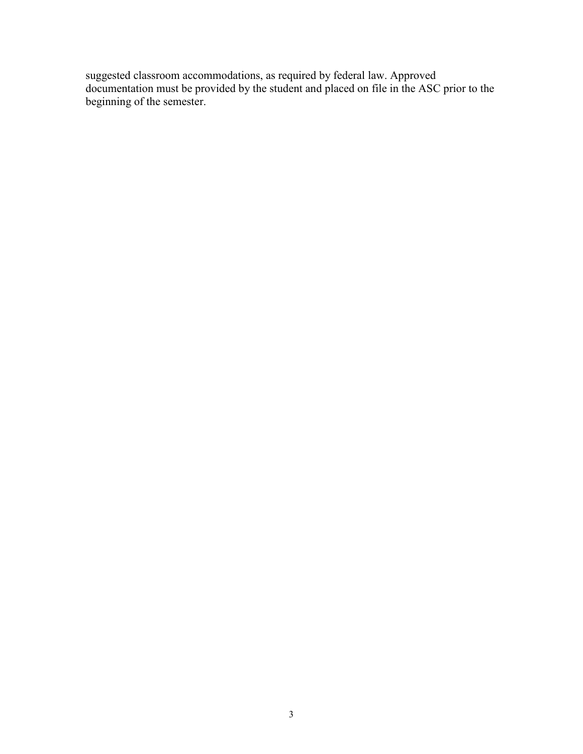suggested classroom accommodations, as required by federal law. Approved documentation must be provided by the student and placed on file in the ASC prior to the beginning of the semester.